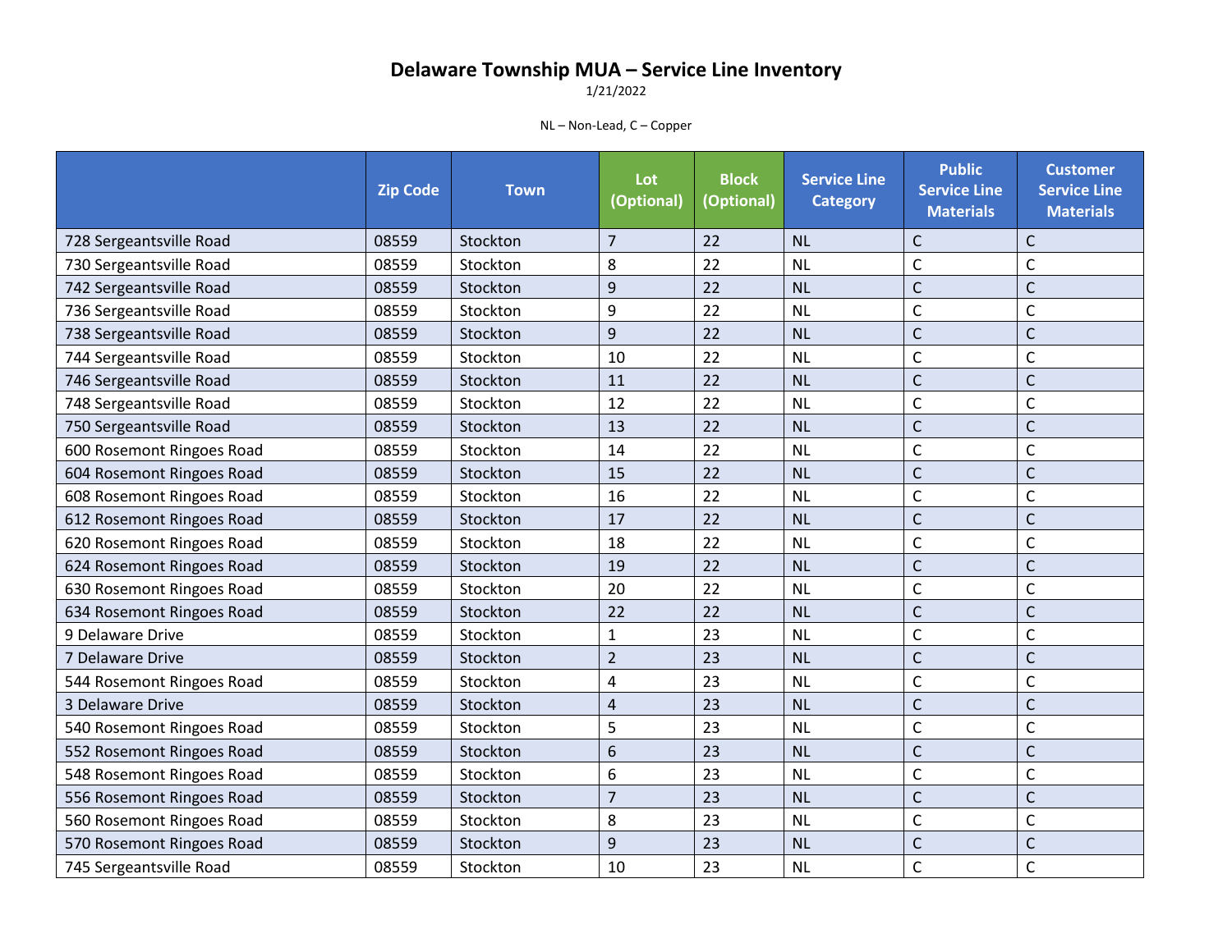# Delaware Township MUA – Service Line Inventory

1/21/2022

NL – Non-Lead, C – Copper

| | Zip Code | Town | Lot (Optional) | Block (Optional) | Service Line Category | Public Service Line Materials | Customer Service Line Materials |
|---|---|---|---|---|---|---|---|
| 728 Sergeantsville Road | 08559 | Stockton | 7 | 22 | NL | C | C |
| 730 Sergeantsville Road | 08559 | Stockton | 8 | 22 | NL | C | C |
| 742 Sergeantsville Road | 08559 | Stockton | 9 | 22 | NL | C | C |
| 736 Sergeantsville Road | 08559 | Stockton | 9 | 22 | NL | C | C |
| 738 Sergeantsville Road | 08559 | Stockton | 9 | 22 | NL | C | C |
| 744 Sergeantsville Road | 08559 | Stockton | 10 | 22 | NL | C | C |
| 746 Sergeantsville Road | 08559 | Stockton | 11 | 22 | NL | C | C |
| 748 Sergeantsville Road | 08559 | Stockton | 12 | 22 | NL | C | C |
| 750 Sergeantsville Road | 08559 | Stockton | 13 | 22 | NL | C | C |
| 600 Rosemont Ringoes Road | 08559 | Stockton | 14 | 22 | NL | C | C |
| 604 Rosemont Ringoes Road | 08559 | Stockton | 15 | 22 | NL | C | C |
| 608 Rosemont Ringoes Road | 08559 | Stockton | 16 | 22 | NL | C | C |
| 612 Rosemont Ringoes Road | 08559 | Stockton | 17 | 22 | NL | C | C |
| 620 Rosemont Ringoes Road | 08559 | Stockton | 18 | 22 | NL | C | C |
| 624 Rosemont Ringoes Road | 08559 | Stockton | 19 | 22 | NL | C | C |
| 630 Rosemont Ringoes Road | 08559 | Stockton | 20 | 22 | NL | C | C |
| 634 Rosemont Ringoes Road | 08559 | Stockton | 22 | 22 | NL | C | C |
| 9 Delaware Drive | 08559 | Stockton | 1 | 23 | NL | C | C |
| 7 Delaware Drive | 08559 | Stockton | 2 | 23 | NL | C | C |
| 544 Rosemont Ringoes Road | 08559 | Stockton | 4 | 23 | NL | C | C |
| 3 Delaware Drive | 08559 | Stockton | 4 | 23 | NL | C | C |
| 540 Rosemont Ringoes Road | 08559 | Stockton | 5 | 23 | NL | C | C |
| 552 Rosemont Ringoes Road | 08559 | Stockton | 6 | 23 | NL | C | C |
| 548 Rosemont Ringoes Road | 08559 | Stockton | 6 | 23 | NL | C | C |
| 556 Rosemont Ringoes Road | 08559 | Stockton | 7 | 23 | NL | C | C |
| 560 Rosemont Ringoes Road | 08559 | Stockton | 8 | 23 | NL | C | C |
| 570 Rosemont Ringoes Road | 08559 | Stockton | 9 | 23 | NL | C | C |
| 745 Sergeantsville Road | 08559 | Stockton | 10 | 23 | NL | C | C |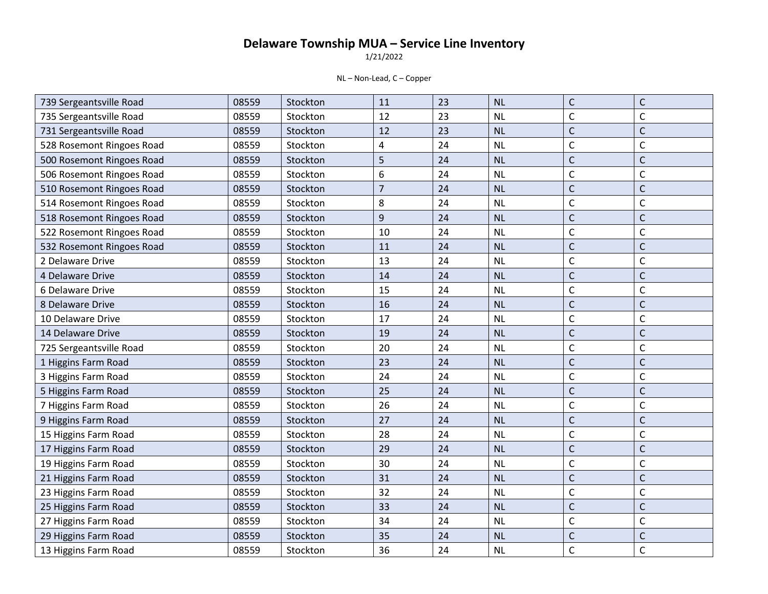# Delaware Township MUA – Service Line Inventory

1/21/2022

NL – Non-Lead, C – Copper

| | | | | | | | |
|---|---|---|---|---|---|---|---|
| 739 Sergeantsville Road | 08559 | Stockton | 11 | 23 | NL | C | C |
| 735 Sergeantsville Road | 08559 | Stockton | 12 | 23 | NL | C | C |
| 731 Sergeantsville Road | 08559 | Stockton | 12 | 23 | NL | C | C |
| 528 Rosemont Ringoes Road | 08559 | Stockton | 4 | 24 | NL | C | C |
| 500 Rosemont Ringoes Road | 08559 | Stockton | 5 | 24 | NL | C | C |
| 506 Rosemont Ringoes Road | 08559 | Stockton | 6 | 24 | NL | C | C |
| 510 Rosemont Ringoes Road | 08559 | Stockton | 7 | 24 | NL | C | C |
| 514 Rosemont Ringoes Road | 08559 | Stockton | 8 | 24 | NL | C | C |
| 518 Rosemont Ringoes Road | 08559 | Stockton | 9 | 24 | NL | C | C |
| 522 Rosemont Ringoes Road | 08559 | Stockton | 10 | 24 | NL | C | C |
| 532 Rosemont Ringoes Road | 08559 | Stockton | 11 | 24 | NL | C | C |
| 2 Delaware Drive | 08559 | Stockton | 13 | 24 | NL | C | C |
| 4 Delaware Drive | 08559 | Stockton | 14 | 24 | NL | C | C |
| 6 Delaware Drive | 08559 | Stockton | 15 | 24 | NL | C | C |
| 8 Delaware Drive | 08559 | Stockton | 16 | 24 | NL | C | C |
| 10 Delaware Drive | 08559 | Stockton | 17 | 24 | NL | C | C |
| 14 Delaware Drive | 08559 | Stockton | 19 | 24 | NL | C | C |
| 725 Sergeantsville Road | 08559 | Stockton | 20 | 24 | NL | C | C |
| 1 Higgins Farm Road | 08559 | Stockton | 23 | 24 | NL | C | C |
| 3 Higgins Farm Road | 08559 | Stockton | 24 | 24 | NL | C | C |
| 5 Higgins Farm Road | 08559 | Stockton | 25 | 24 | NL | C | C |
| 7 Higgins Farm Road | 08559 | Stockton | 26 | 24 | NL | C | C |
| 9 Higgins Farm Road | 08559 | Stockton | 27 | 24 | NL | C | C |
| 15 Higgins Farm Road | 08559 | Stockton | 28 | 24 | NL | C | C |
| 17 Higgins Farm Road | 08559 | Stockton | 29 | 24 | NL | C | C |
| 19 Higgins Farm Road | 08559 | Stockton | 30 | 24 | NL | C | C |
| 21 Higgins Farm Road | 08559 | Stockton | 31 | 24 | NL | C | C |
| 23 Higgins Farm Road | 08559 | Stockton | 32 | 24 | NL | C | C |
| 25 Higgins Farm Road | 08559 | Stockton | 33 | 24 | NL | C | C |
| 27 Higgins Farm Road | 08559 | Stockton | 34 | 24 | NL | C | C |
| 29 Higgins Farm Road | 08559 | Stockton | 35 | 24 | NL | C | C |
| 13 Higgins Farm Road | 08559 | Stockton | 36 | 24 | NL | C | C |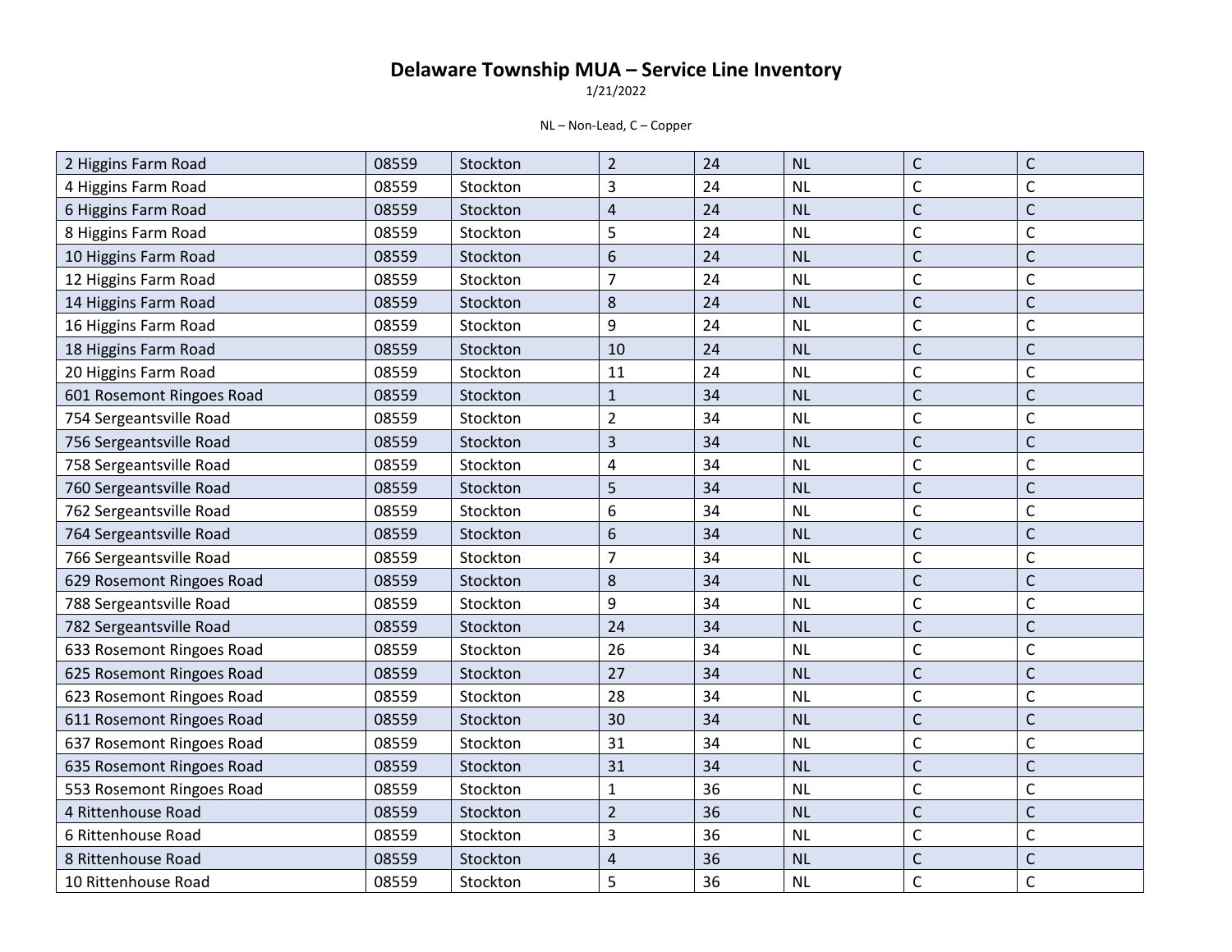# Delaware Township MUA – Service Line Inventory

1/21/2022

NL – Non-Lead, C – Copper

| | | | | | | | |
|---|---|---|---|---|---|---|---|
| 2 Higgins Farm Road | 08559 | Stockton | 2 | 24 | NL | C | C |
| 4 Higgins Farm Road | 08559 | Stockton | 3 | 24 | NL | C | C |
| 6 Higgins Farm Road | 08559 | Stockton | 4 | 24 | NL | C | C |
| 8 Higgins Farm Road | 08559 | Stockton | 5 | 24 | NL | C | C |
| 10 Higgins Farm Road | 08559 | Stockton | 6 | 24 | NL | C | C |
| 12 Higgins Farm Road | 08559 | Stockton | 7 | 24 | NL | C | C |
| 14 Higgins Farm Road | 08559 | Stockton | 8 | 24 | NL | C | C |
| 16 Higgins Farm Road | 08559 | Stockton | 9 | 24 | NL | C | C |
| 18 Higgins Farm Road | 08559 | Stockton | 10 | 24 | NL | C | C |
| 20 Higgins Farm Road | 08559 | Stockton | 11 | 24 | NL | C | C |
| 601 Rosemont Ringoes Road | 08559 | Stockton | 1 | 34 | NL | C | C |
| 754 Sergeantsville Road | 08559 | Stockton | 2 | 34 | NL | C | C |
| 756 Sergeantsville Road | 08559 | Stockton | 3 | 34 | NL | C | C |
| 758 Sergeantsville Road | 08559 | Stockton | 4 | 34 | NL | C | C |
| 760 Sergeantsville Road | 08559 | Stockton | 5 | 34 | NL | C | C |
| 762 Sergeantsville Road | 08559 | Stockton | 6 | 34 | NL | C | C |
| 764 Sergeantsville Road | 08559 | Stockton | 6 | 34 | NL | C | C |
| 766 Sergeantsville Road | 08559 | Stockton | 7 | 34 | NL | C | C |
| 629 Rosemont Ringoes Road | 08559 | Stockton | 8 | 34 | NL | C | C |
| 788 Sergeantsville Road | 08559 | Stockton | 9 | 34 | NL | C | C |
| 782 Sergeantsville Road | 08559 | Stockton | 24 | 34 | NL | C | C |
| 633 Rosemont Ringoes Road | 08559 | Stockton | 26 | 34 | NL | C | C |
| 625 Rosemont Ringoes Road | 08559 | Stockton | 27 | 34 | NL | C | C |
| 623 Rosemont Ringoes Road | 08559 | Stockton | 28 | 34 | NL | C | C |
| 611 Rosemont Ringoes Road | 08559 | Stockton | 30 | 34 | NL | C | C |
| 637 Rosemont Ringoes Road | 08559 | Stockton | 31 | 34 | NL | C | C |
| 635 Rosemont Ringoes Road | 08559 | Stockton | 31 | 34 | NL | C | C |
| 553 Rosemont Ringoes Road | 08559 | Stockton | 1 | 36 | NL | C | C |
| 4 Rittenhouse Road | 08559 | Stockton | 2 | 36 | NL | C | C |
| 6 Rittenhouse Road | 08559 | Stockton | 3 | 36 | NL | C | C |
| 8 Rittenhouse Road | 08559 | Stockton | 4 | 36 | NL | C | C |
| 10 Rittenhouse Road | 08559 | Stockton | 5 | 36 | NL | C | C |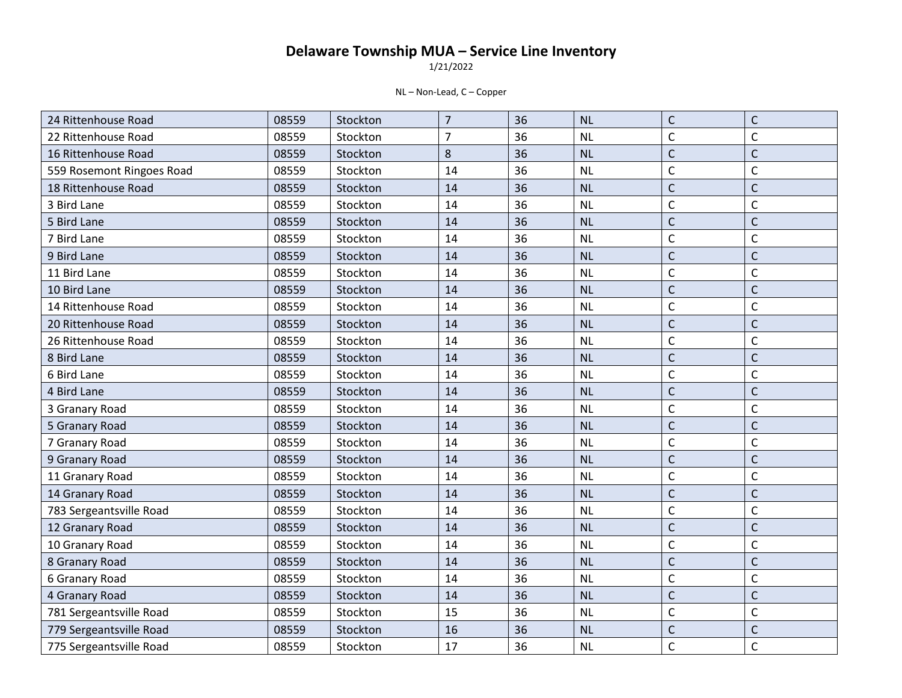# Delaware Township MUA – Service Line Inventory

1/21/2022

NL – Non-Lead, C – Copper

| | | | | | | | |
|---|---|---|---|---|---|---|---|
| 24 Rittenhouse Road | 08559 | Stockton | 7 | 36 | NL | C | C |
| 22 Rittenhouse Road | 08559 | Stockton | 7 | 36 | NL | C | C |
| 16 Rittenhouse Road | 08559 | Stockton | 8 | 36 | NL | C | C |
| 559 Rosemont Ringoes Road | 08559 | Stockton | 14 | 36 | NL | C | C |
| 18 Rittenhouse Road | 08559 | Stockton | 14 | 36 | NL | C | C |
| 3 Bird Lane | 08559 | Stockton | 14 | 36 | NL | C | C |
| 5 Bird Lane | 08559 | Stockton | 14 | 36 | NL | C | C |
| 7 Bird Lane | 08559 | Stockton | 14 | 36 | NL | C | C |
| 9 Bird Lane | 08559 | Stockton | 14 | 36 | NL | C | C |
| 11 Bird Lane | 08559 | Stockton | 14 | 36 | NL | C | C |
| 10 Bird Lane | 08559 | Stockton | 14 | 36 | NL | C | C |
| 14 Rittenhouse Road | 08559 | Stockton | 14 | 36 | NL | C | C |
| 20 Rittenhouse Road | 08559 | Stockton | 14 | 36 | NL | C | C |
| 26 Rittenhouse Road | 08559 | Stockton | 14 | 36 | NL | C | C |
| 8 Bird Lane | 08559 | Stockton | 14 | 36 | NL | C | C |
| 6 Bird Lane | 08559 | Stockton | 14 | 36 | NL | C | C |
| 4 Bird Lane | 08559 | Stockton | 14 | 36 | NL | C | C |
| 3 Granary Road | 08559 | Stockton | 14 | 36 | NL | C | C |
| 5 Granary Road | 08559 | Stockton | 14 | 36 | NL | C | C |
| 7 Granary Road | 08559 | Stockton | 14 | 36 | NL | C | C |
| 9 Granary Road | 08559 | Stockton | 14 | 36 | NL | C | C |
| 11 Granary Road | 08559 | Stockton | 14 | 36 | NL | C | C |
| 14 Granary Road | 08559 | Stockton | 14 | 36 | NL | C | C |
| 783 Sergeantsville Road | 08559 | Stockton | 14 | 36 | NL | C | C |
| 12 Granary Road | 08559 | Stockton | 14 | 36 | NL | C | C |
| 10 Granary Road | 08559 | Stockton | 14 | 36 | NL | C | C |
| 8 Granary Road | 08559 | Stockton | 14 | 36 | NL | C | C |
| 6 Granary Road | 08559 | Stockton | 14 | 36 | NL | C | C |
| 4 Granary Road | 08559 | Stockton | 14 | 36 | NL | C | C |
| 781 Sergeantsville Road | 08559 | Stockton | 15 | 36 | NL | C | C |
| 779 Sergeantsville Road | 08559 | Stockton | 16 | 36 | NL | C | C |
| 775 Sergeantsville Road | 08559 | Stockton | 17 | 36 | NL | C | C |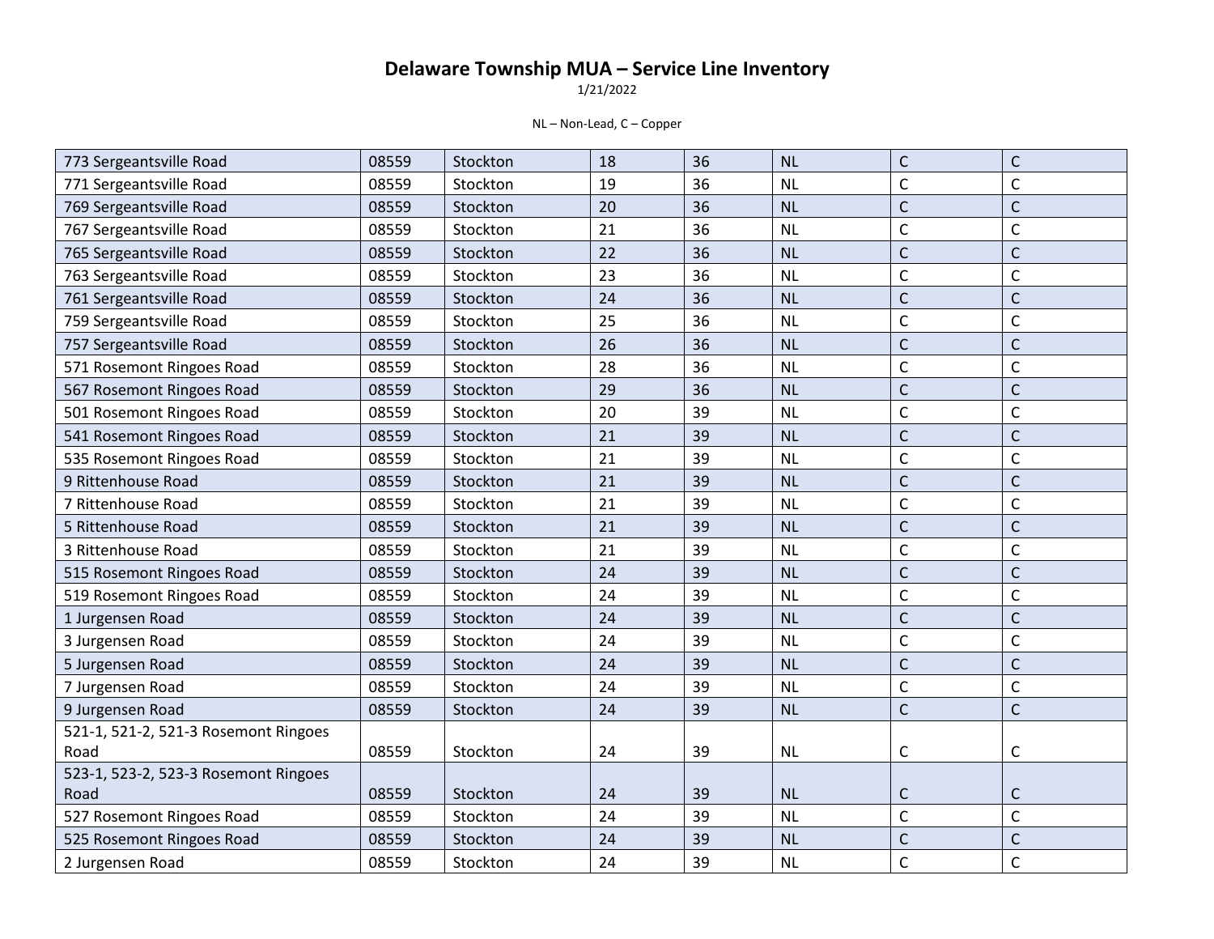# Delaware Township MUA – Service Line Inventory

1/21/2022

NL – Non-Lead, C – Copper

| | | | | | | | |
|---|---|---|---|---|---|---|---|
| 773 Sergeantsville Road | 08559 | Stockton | 18 | 36 | NL | C | C |
| 771 Sergeantsville Road | 08559 | Stockton | 19 | 36 | NL | C | C |
| 769 Sergeantsville Road | 08559 | Stockton | 20 | 36 | NL | C | C |
| 767 Sergeantsville Road | 08559 | Stockton | 21 | 36 | NL | C | C |
| 765 Sergeantsville Road | 08559 | Stockton | 22 | 36 | NL | C | C |
| 763 Sergeantsville Road | 08559 | Stockton | 23 | 36 | NL | C | C |
| 761 Sergeantsville Road | 08559 | Stockton | 24 | 36 | NL | C | C |
| 759 Sergeantsville Road | 08559 | Stockton | 25 | 36 | NL | C | C |
| 757 Sergeantsville Road | 08559 | Stockton | 26 | 36 | NL | C | C |
| 571 Rosemont Ringoes Road | 08559 | Stockton | 28 | 36 | NL | C | C |
| 567 Rosemont Ringoes Road | 08559 | Stockton | 29 | 36 | NL | C | C |
| 501 Rosemont Ringoes Road | 08559 | Stockton | 20 | 39 | NL | C | C |
| 541 Rosemont Ringoes Road | 08559 | Stockton | 21 | 39 | NL | C | C |
| 535 Rosemont Ringoes Road | 08559 | Stockton | 21 | 39 | NL | C | C |
| 9 Rittenhouse Road | 08559 | Stockton | 21 | 39 | NL | C | C |
| 7 Rittenhouse Road | 08559 | Stockton | 21 | 39 | NL | C | C |
| 5 Rittenhouse Road | 08559 | Stockton | 21 | 39 | NL | C | C |
| 3 Rittenhouse Road | 08559 | Stockton | 21 | 39 | NL | C | C |
| 515 Rosemont Ringoes Road | 08559 | Stockton | 24 | 39 | NL | C | C |
| 519 Rosemont Ringoes Road | 08559 | Stockton | 24 | 39 | NL | C | C |
| 1 Jurgensen Road | 08559 | Stockton | 24 | 39 | NL | C | C |
| 3 Jurgensen Road | 08559 | Stockton | 24 | 39 | NL | C | C |
| 5 Jurgensen Road | 08559 | Stockton | 24 | 39 | NL | C | C |
| 7 Jurgensen Road | 08559 | Stockton | 24 | 39 | NL | C | C |
| 9 Jurgensen Road | 08559 | Stockton | 24 | 39 | NL | C | C |
| 521-1, 521-2, 521-3 Rosemont Ringoes Road | 08559 | Stockton | 24 | 39 | NL | C | C |
| 523-1, 523-2, 523-3 Rosemont Ringoes Road | 08559 | Stockton | 24 | 39 | NL | C | C |
| 527 Rosemont Ringoes Road | 08559 | Stockton | 24 | 39 | NL | C | C |
| 525 Rosemont Ringoes Road | 08559 | Stockton | 24 | 39 | NL | C | C |
| 2 Jurgensen Road | 08559 | Stockton | 24 | 39 | NL | C | C |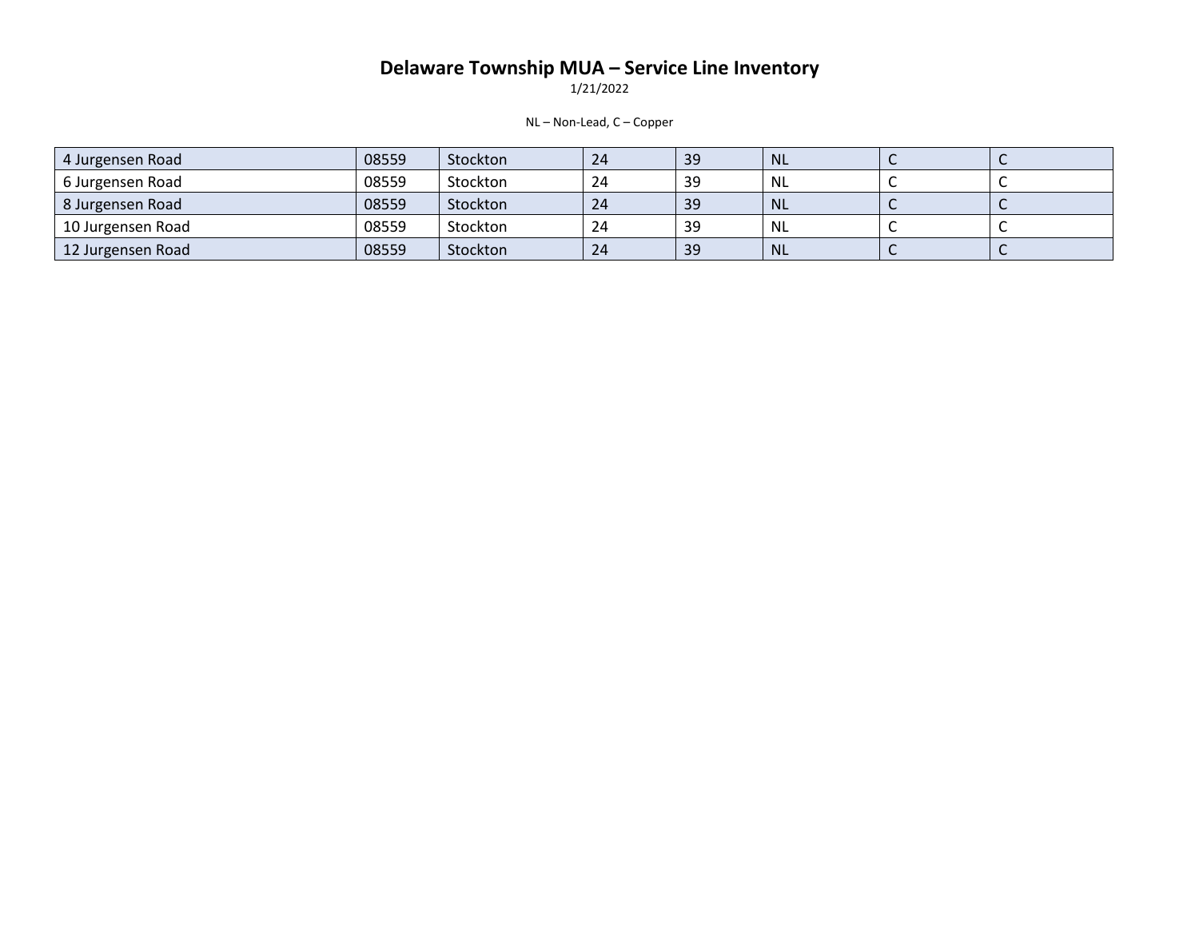# Delaware Township MUA – Service Line Inventory

1/21/2022

NL – Non-Lead, C – Copper

| | | | | | | | |
|---|---|---|---|---|---|---|---|
| 4 Jurgensen Road | 08559 | Stockton | 24 | 39 | NL | C | C |
| 6 Jurgensen Road | 08559 | Stockton | 24 | 39 | NL | C | C |
| 8 Jurgensen Road | 08559 | Stockton | 24 | 39 | NL | C | C |
| 10 Jurgensen Road | 08559 | Stockton | 24 | 39 | NL | C | C |
| 12 Jurgensen Road | 08559 | Stockton | 24 | 39 | NL | C | C |